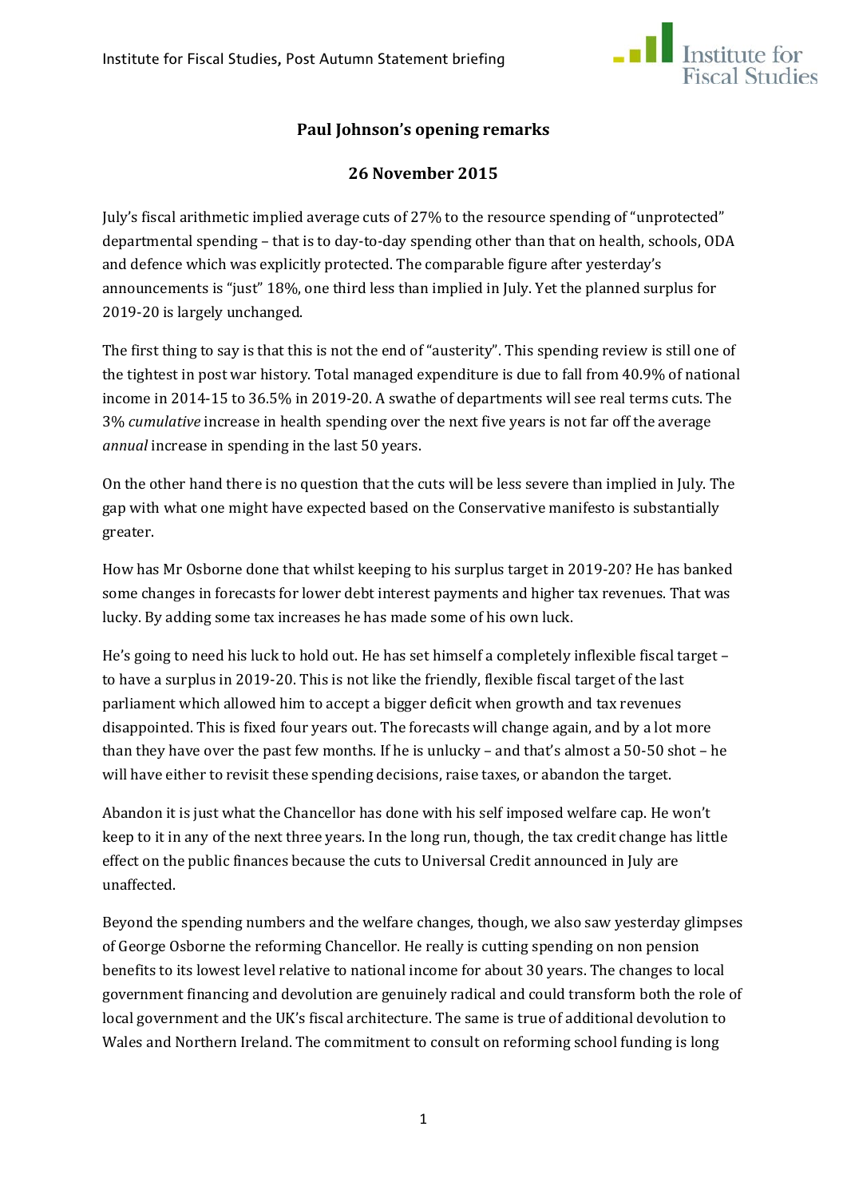## Paul Johnson's opening remarks

## 26 November 2015

July's fiscal arithmetic implied average cuts of 27% to the resource spending of "unprotected" departmental spending – that is to day-to-day spending other than that on health, schools, ODA and defence which was explicitly protected. The comparable figure after yesterday's announcements is "just" 18%, one third less than implied in July. Yet the planned surplus for 2019-20 is largely unchanged.

The first thing to say is that this is not the end of "austerity". This spending review is still one of the tightest in post war history. Total managed expenditure is due to fall from 40.9% of national income in 2014-15 to 36.5% in 2019-20. A swathe of departments will see real terms cuts. The 3% *cumulative* increase in health spending over the next five years is not far off the average *annual* increase in spending in the last 50 years.

On the other hand there is no question that the cuts will be less severe than implied in July. The gap with what one might have expected based on the Conservative manifesto is substantially greater.

How has Mr Osborne done that whilst keeping to his surplus target in 2019-20? He has banked some changes in forecasts for lower debt interest payments and higher tax revenues. That was lucky. By adding some tax increases he has made some of his own luck.

He's going to need his luck to hold out. He has set himself a completely inflexible fiscal target – to have a surplus in 2019-20. This is not like the friendly, flexible fiscal target of the last parliament which allowed him to accept a bigger deficit when growth and tax revenues disappointed. This is fixed four years out. The forecasts will change again, and by a lot more than they have over the past few months. If he is unlucky – and that's almost a 50-50 shot – he will have either to revisit these spending decisions, raise taxes, or abandon the target.

Abandon it is just what the Chancellor has done with his self imposed welfare cap. He won't keep to it in any of the next three years. In the long run, though, the tax credit change has little effect on the public finances because the cuts to Universal Credit announced in July are unaffected.

Beyond the spending numbers and the welfare changes, though, we also saw yesterday glimpses of George Osborne the reforming Chancellor. He really is cutting spending on non pension benefits to its lowest level relative to national income for about 30 years. The changes to local government financing and devolution are genuinely radical and could transform both the role of local government and the UK's fiscal architecture. The same is true of additional devolution to Wales and Northern Ireland. The commitment to consult on reforming school funding is long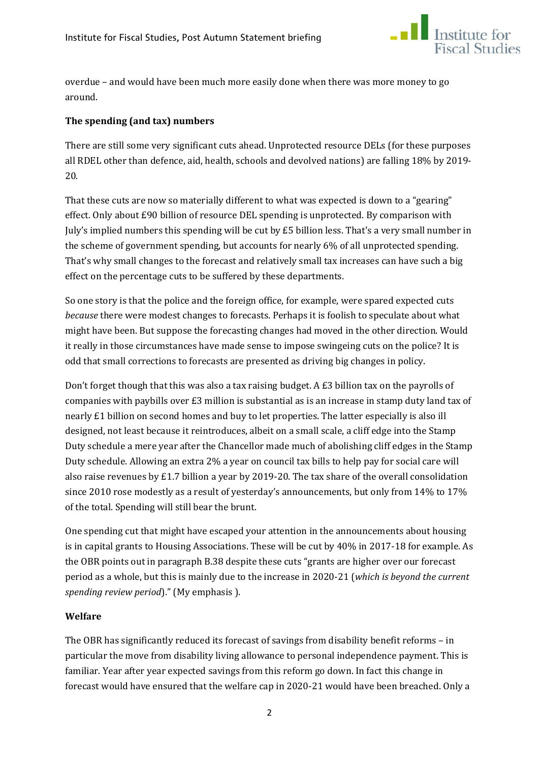overdue – and would have been much more easily done when there was more money to go around.

**The spending (and tax) numbers**

There are still some very significant cuts ahead. Unprotected resource DELs (for these purposes all RDEL other than defence, aid, health, schools and devolved nations) are falling 18% by 2019-20.

That these cuts are now so materially different to what was expected is down to a "gearing" effect. Only about £90 billion of resource DEL spending is unprotected. By comparison with July's implied numbers this spending will be cut by £5 billion less. That's a very small number in the scheme of government spending, but accounts for nearly 6% of all unprotected spending. That's why small changes to the forecast and relatively small tax increases can have such a big effect on the percentage cuts to be suffered by these departments.

So one story is that the police and the foreign office, for example, were spared expected cuts *because* there were modest changes to forecasts. Perhaps it is foolish to speculate about what might have been. But suppose the forecasting changes had moved in the other direction. Would it really in those circumstances have made sense to impose swingeing cuts on the police? It is odd that small corrections to forecasts are presented as driving big changes in policy.

Don't forget though that this was also a tax raising budget. A £3 billion tax on the payrolls of companies with paybills over £3 million is substantial as is an increase in stamp duty land tax of nearly £1 billion on second homes and buy to let properties. The latter especially is also ill designed, not least because it reintroduces, albeit on a small scale, a cliff edge into the Stamp Duty schedule a mere year after the Chancellor made much of abolishing cliff edges in the Stamp Duty schedule. Allowing an extra 2% a year on council tax bills to help pay for social care will also raise revenues by £1.7 billion a year by 2019-20. The tax share of the overall consolidation since 2010 rose modestly as a result of yesterday's announcements, but only from 14% to 17% of the total. Spending will still bear the brunt.

One spending cut that might have escaped your attention in the announcements about housing is in capital grants to Housing Associations. These will be cut by 40% in 2017-18 for example. As the OBR points out in paragraph B.38 despite these cuts "grants are higher over our forecast period as a whole, but this is mainly due to the increase in 2020-21 (*which is beyond the current spending review period*)." (My emphasis ).

**Welfare**

The OBR has significantly reduced its forecast of savings from disability benefit reforms – in particular the move from disability living allowance to personal independence payment. This is familiar. Year after year expected savings from this reform go down. In fact this change in forecast would have ensured that the welfare cap in 2020-21 would have been breached. Only a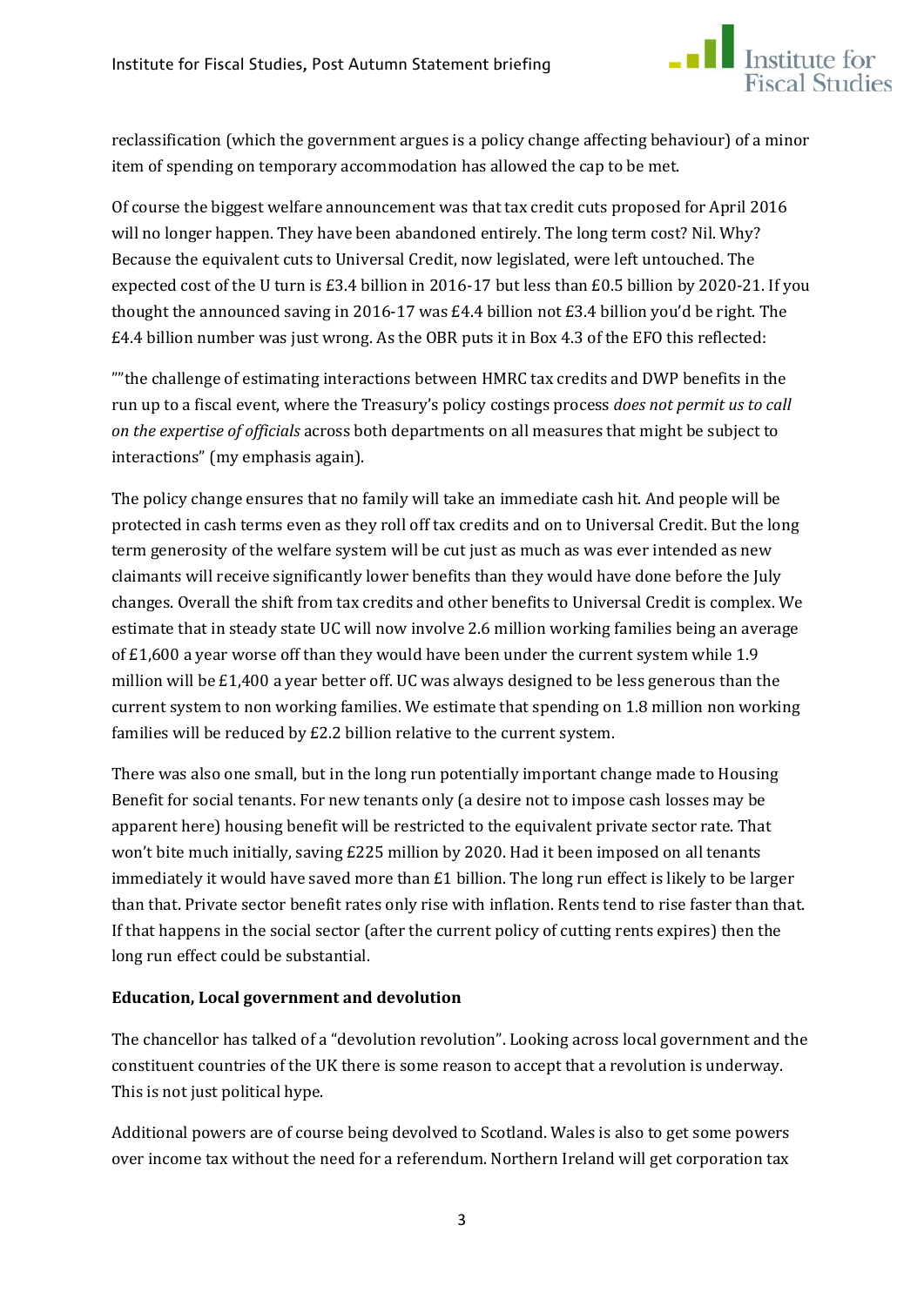reclassification (which the government argues is a policy change affecting behaviour) of a minor item of spending on temporary accommodation has allowed the cap to be met.

Of course the biggest welfare announcement was that tax credit cuts proposed for April 2016 will no longer happen. They have been abandoned entirely. The long term cost? Nil. Why? Because the equivalent cuts to Universal Credit, now legislated, were left untouched. The expected cost of the U turn is £3.4 billion in 2016-17 but less than £0.5 billion by 2020-21. If you thought the announced saving in 2016-17 was £4.4 billion not £3.4 billion you'd be right. The £4.4 billion number was just wrong. As the OBR puts it in Box 4.3 of the EFO this reflected:

""the challenge of estimating interactions between HMRC tax credits and DWP benefits in the run up to a fiscal event, where the Treasury's policy costings process *does not permit us to call on the expertise of officials* across both departments on all measures that might be subject to interactions" (my emphasis again).

The policy change ensures that no family will take an immediate cash hit. And people will be protected in cash terms even as they roll off tax credits and on to Universal Credit. But the long term generosity of the welfare system will be cut just as much as was ever intended as new claimants will receive significantly lower benefits than they would have done before the July changes. Overall the shift from tax credits and other benefits to Universal Credit is complex. We estimate that in steady state UC will now involve 2.6 million working families being an average of £1,600 a year worse off than they would have been under the current system while 1.9 million will be £1,400 a year better off. UC was always designed to be less generous than the current system to non working families. We estimate that spending on 1.8 million non working families will be reduced by £2.2 billion relative to the current system.

There was also one small, but in the long run potentially important change made to Housing Benefit for social tenants. For new tenants only (a desire not to impose cash losses may be apparent here) housing benefit will be restricted to the equivalent private sector rate. That won't bite much initially, saving £225 million by 2020. Had it been imposed on all tenants immediately it would have saved more than £1 billion. The long run effect is likely to be larger than that. Private sector benefit rates only rise with inflation. Rents tend to rise faster than that. If that happens in the social sector (after the current policy of cutting rents expires) then the long run effect could be substantial.

**Education, Local government and devolution**

The chancellor has talked of a "devolution revolution". Looking across local government and the constituent countries of the UK there is some reason to accept that a revolution is underway. This is not just political hype.

Additional powers are of course being devolved to Scotland. Wales is also to get some powers over income tax without the need for a referendum. Northern Ireland will get corporation tax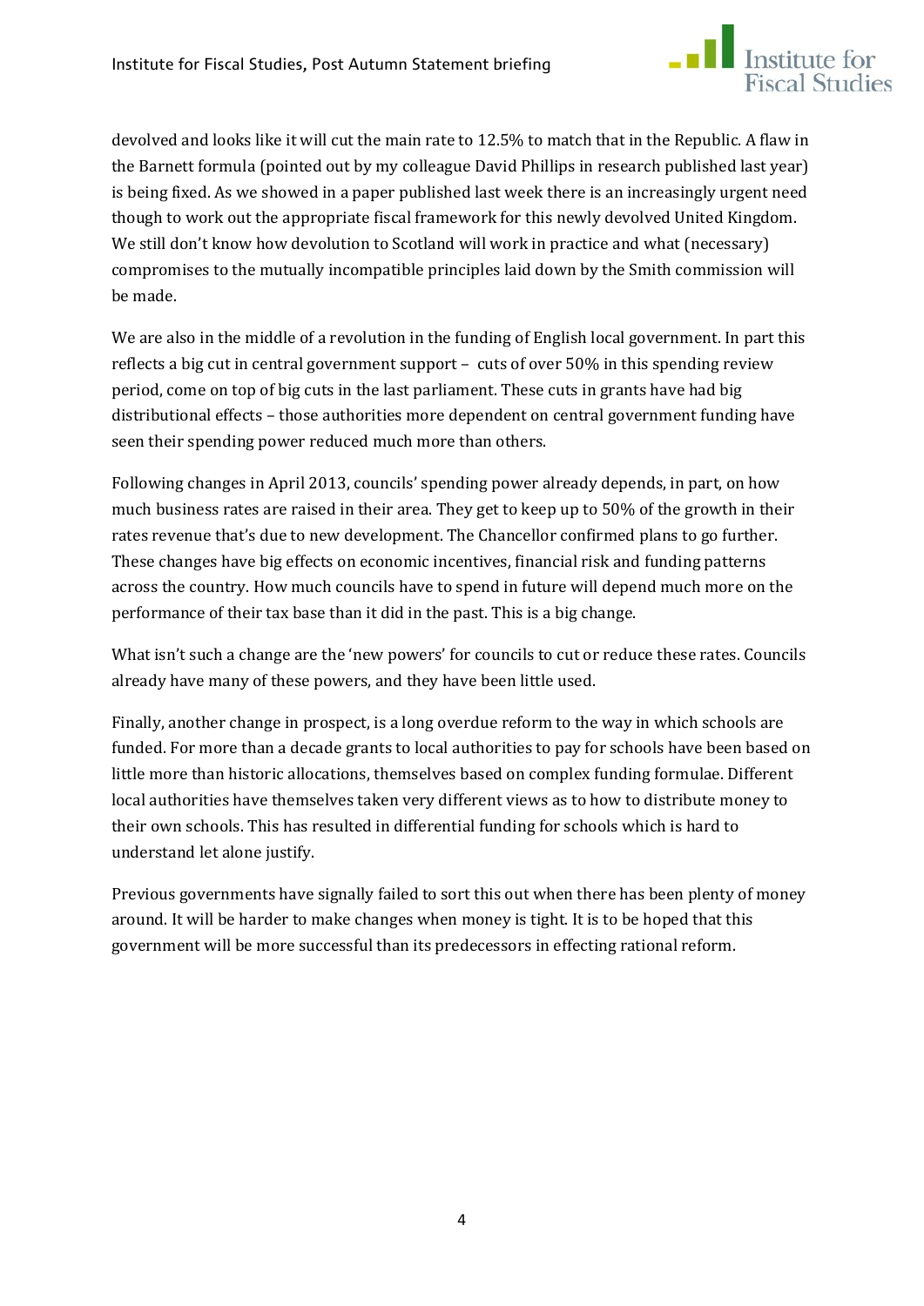devolved and looks like it will cut the main rate to 12.5% to match that in the Republic. A flaw in the Barnett formula (pointed out by my colleague David Phillips in research published last year) is being fixed. As we showed in a paper published last week there is an increasingly urgent need though to work out the appropriate fiscal framework for this newly devolved United Kingdom. We still don't know how devolution to Scotland will work in practice and what (necessary) compromises to the mutually incompatible principles laid down by the Smith commission will be made.

We are also in the middle of a revolution in the funding of English local government. In part this reflects a big cut in central government support – cuts of over 50% in this spending review period, come on top of big cuts in the last parliament. These cuts in grants have had big distributional effects – those authorities more dependent on central government funding have seen their spending power reduced much more than others.

Following changes in April 2013, councils' spending power already depends, in part, on how much business rates are raised in their area. They get to keep up to 50% of the growth in their rates revenue that's due to new development. The Chancellor confirmed plans to go further. These changes have big effects on economic incentives, financial risk and funding patterns across the country. How much councils have to spend in future will depend much more on the performance of their tax base than it did in the past. This is a big change.

What isn't such a change are the 'new powers' for councils to cut or reduce these rates. Councils already have many of these powers, and they have been little used.

Finally, another change in prospect, is a long overdue reform to the way in which schools are funded. For more than a decade grants to local authorities to pay for schools have been based on little more than historic allocations, themselves based on complex funding formulae. Different local authorities have themselves taken very different views as to how to distribute money to their own schools. This has resulted in differential funding for schools which is hard to understand let alone justify.

Previous governments have signally failed to sort this out when there has been plenty of money around. It will be harder to make changes when money is tight. It is to be hoped that this government will be more successful than its predecessors in effecting rational reform.